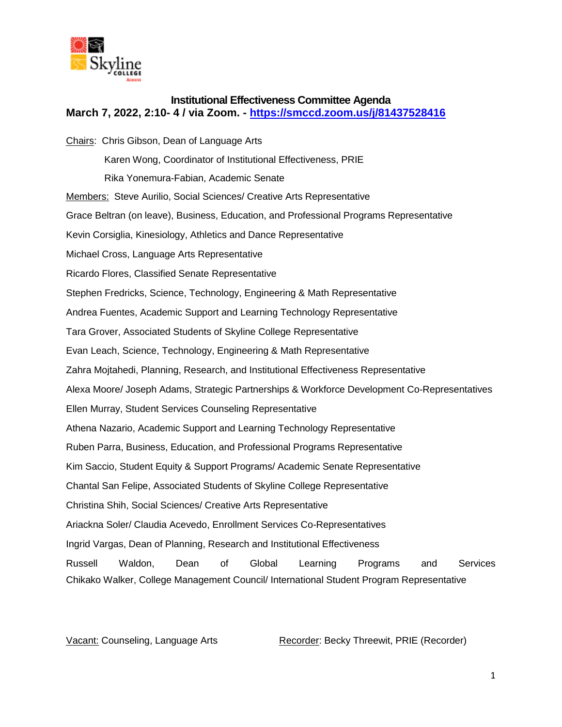**Institutional Effectiveness Committee Agenda**
**March 7, 2022, 2:10- 4 / via Zoom. - https://smccd.zoom.us/j/81437528416**

Chairs: Chris Gibson, Dean of Language Arts

Karen Wong, Coordinator of Institutional Effectiveness, PRIE

Rika Yonemura-Fabian, Academic Senate

Members: Steve Aurilio, Social Sciences/ Creative Arts Representative

Grace Beltran (on leave), Business, Education, and Professional Programs Representative

Kevin Corsiglia, Kinesiology, Athletics and Dance Representative

Michael Cross, Language Arts Representative

Ricardo Flores, Classified Senate Representative

Stephen Fredricks, Science, Technology, Engineering & Math Representative

Andrea Fuentes, Academic Support and Learning Technology Representative

Tara Grover, Associated Students of Skyline College Representative

Evan Leach, Science, Technology, Engineering & Math Representative

Zahra Mojtahedi, Planning, Research, and Institutional Effectiveness Representative

Alexa Moore/ Joseph Adams, Strategic Partnerships & Workforce Development Co-Representatives

Ellen Murray, Student Services Counseling Representative

Athena Nazario, Academic Support and Learning Technology Representative

Ruben Parra, Business, Education, and Professional Programs Representative

Kim Saccio, Student Equity & Support Programs/ Academic Senate Representative

Chantal San Felipe, Associated Students of Skyline College Representative

Christina Shih, Social Sciences/ Creative Arts Representative

Ariackna Soler/ Claudia Acevedo, Enrollment Services Co-Representatives

Ingrid Vargas, Dean of Planning, Research and Institutional Effectiveness

Russell Waldon, Dean of Global Learning Programs and Services

Chikako Walker, College Management Council/ International Student Program Representative

Vacant: Counseling, Language Arts

Recorder: Becky Threewit, PRIE (Recorder)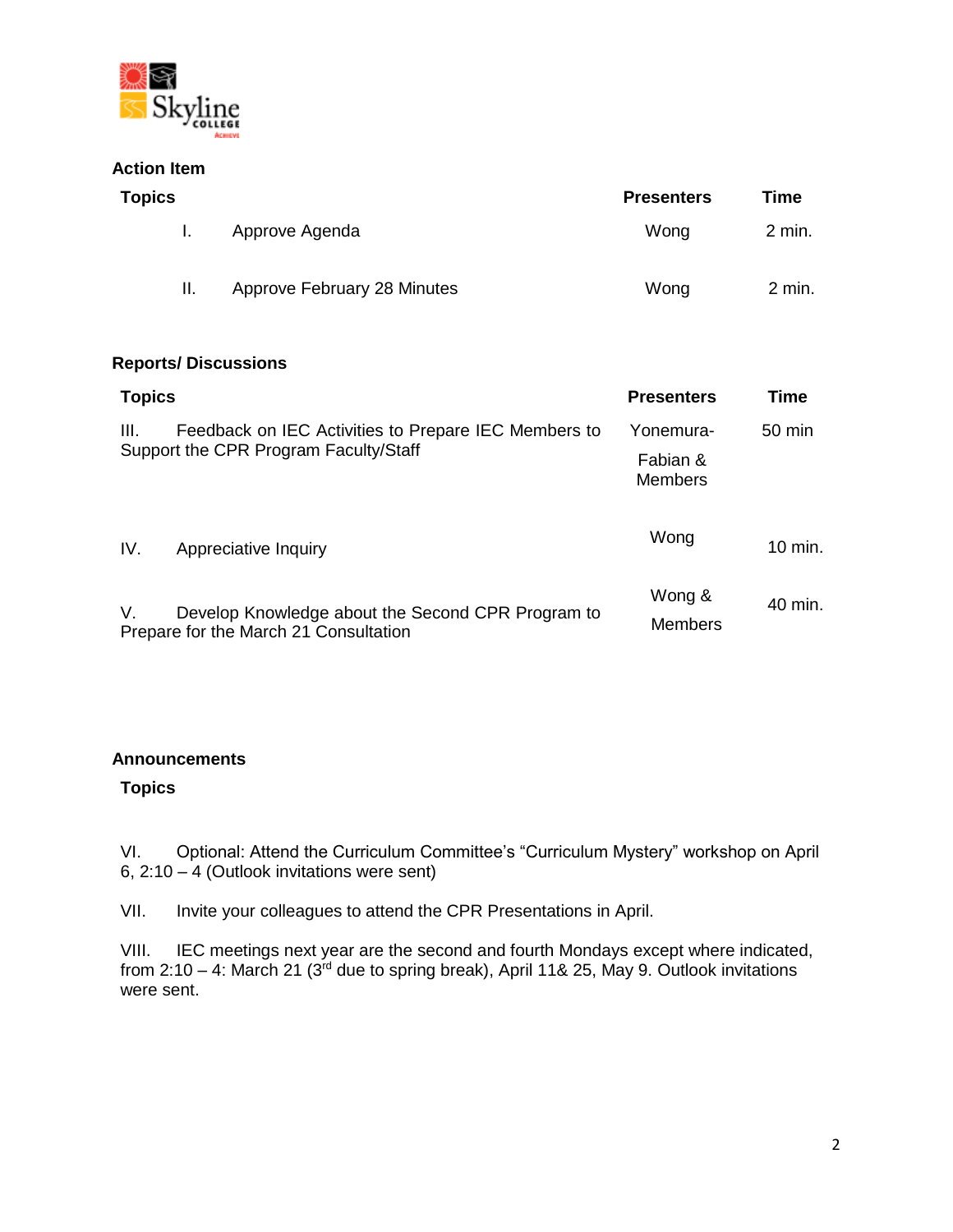**Action Item**

| Topics | Presenters | Time |
|---|---|---|
| I. Approve Agenda | Wong | 2 min. |
| II. Approve February 28 Minutes | Wong | 2 min. |

**Reports/ Discussions**

| Topics | Presenters | Time |
|---|---|---|
| III. Feedback on IEC Activities to Prepare IEC Members to Support the CPR Program Faculty/Staff | Yonemura-Fabian & Members | 50 min |
| IV. Appreciative Inquiry | Wong | 10 min. |
| V. Develop Knowledge about the Second CPR Program to Prepare for the March 21 Consultation | Wong & Members | 40 min. |

**Announcements**

**Topics**

VI. Optional: Attend the Curriculum Committee's "Curriculum Mystery" workshop on April 6, 2:10 – 4 (Outlook invitations were sent)

VII. Invite your colleagues to attend the CPR Presentations in April.

VIII. IEC meetings next year are the second and fourth Mondays except where indicated, from 2:10 – 4: March 21 (3rd due to spring break), April 11& 25, May 9. Outlook invitations were sent.